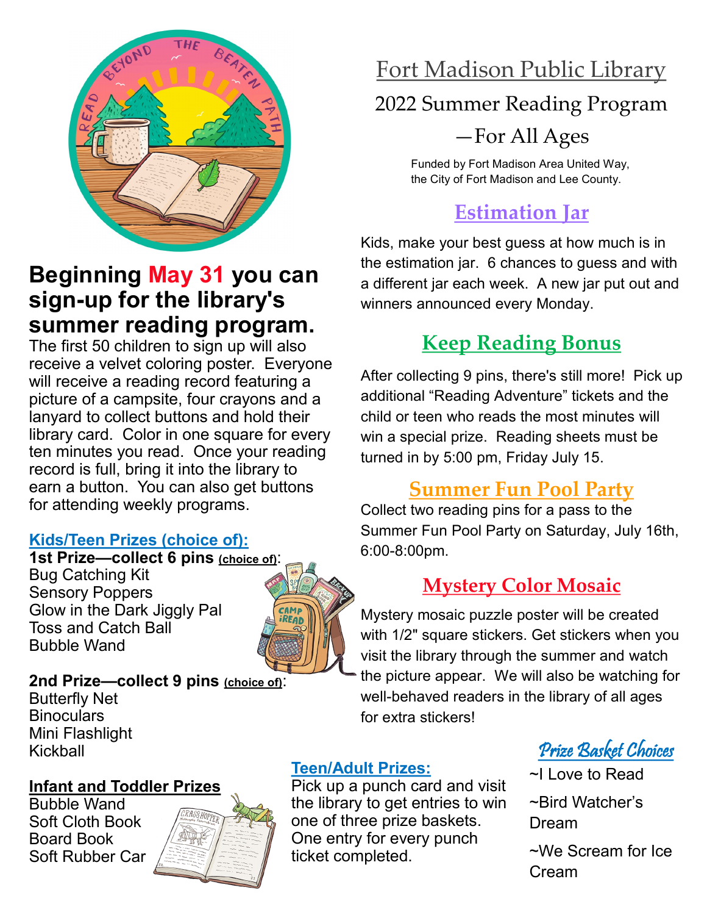# Fort Madison Public Library

## 2022 Summer Reading Program —For All Ages

Funded by Fort Madison Area United Way, the City of Fort Madison and Lee County.

## Beginning May 31 you can sign-up for the library's summer reading program.

The first 50 children to sign up will also receive a velvet coloring poster. Everyone will receive a reading record featuring a picture of a campsite, four crayons and a lanyard to collect buttons and hold their library card. Color in one square for every ten minutes you read. Once your reading record is full, bring it into the library to earn a button. You can also get buttons for attending weekly programs.

### Kids/Teen Prizes (choice of):

**1st Prize—collect 6 pins (choice of):**

Bug Catching Kit
Sensory Poppers
Glow in the Dark Jiggly Pal
Toss and Catch Ball
Bubble Wand

**2nd Prize—collect 9 pins (choice of):**

Butterfly Net
Binoculars
Mini Flashlight
Kickball

### Infant and Toddler Prizes

Bubble Wand
Soft Cloth Book
Board Book
Soft Rubber Car

### Estimation Jar

Kids, make your best guess at how much is in the estimation jar. 6 chances to guess and with a different jar each week. A new jar put out and winners announced every Monday.

### Keep Reading Bonus

After collecting 9 pins, there's still more! Pick up additional "Reading Adventure" tickets and the child or teen who reads the most minutes will win a special prize. Reading sheets must be turned in by 5:00 pm, Friday July 15.

### Summer Fun Pool Party

Collect two reading pins for a pass to the Summer Fun Pool Party on Saturday, July 16th, 6:00-8:00pm.

### Mystery Color Mosaic

Mystery mosaic puzzle poster will be created with 1/2" square stickers. Get stickers when you visit the library through the summer and watch the picture appear. We will also be watching for well-behaved readers in the library of all ages for extra stickers!

### Teen/Adult Prizes:

Pick up a punch card and visit the library to get entries to win one of three prize baskets. One entry for every punch ticket completed.

### Prize Basket Choices

~I Love to Read

~Bird Watcher's Dream

~We Scream for Ice Cream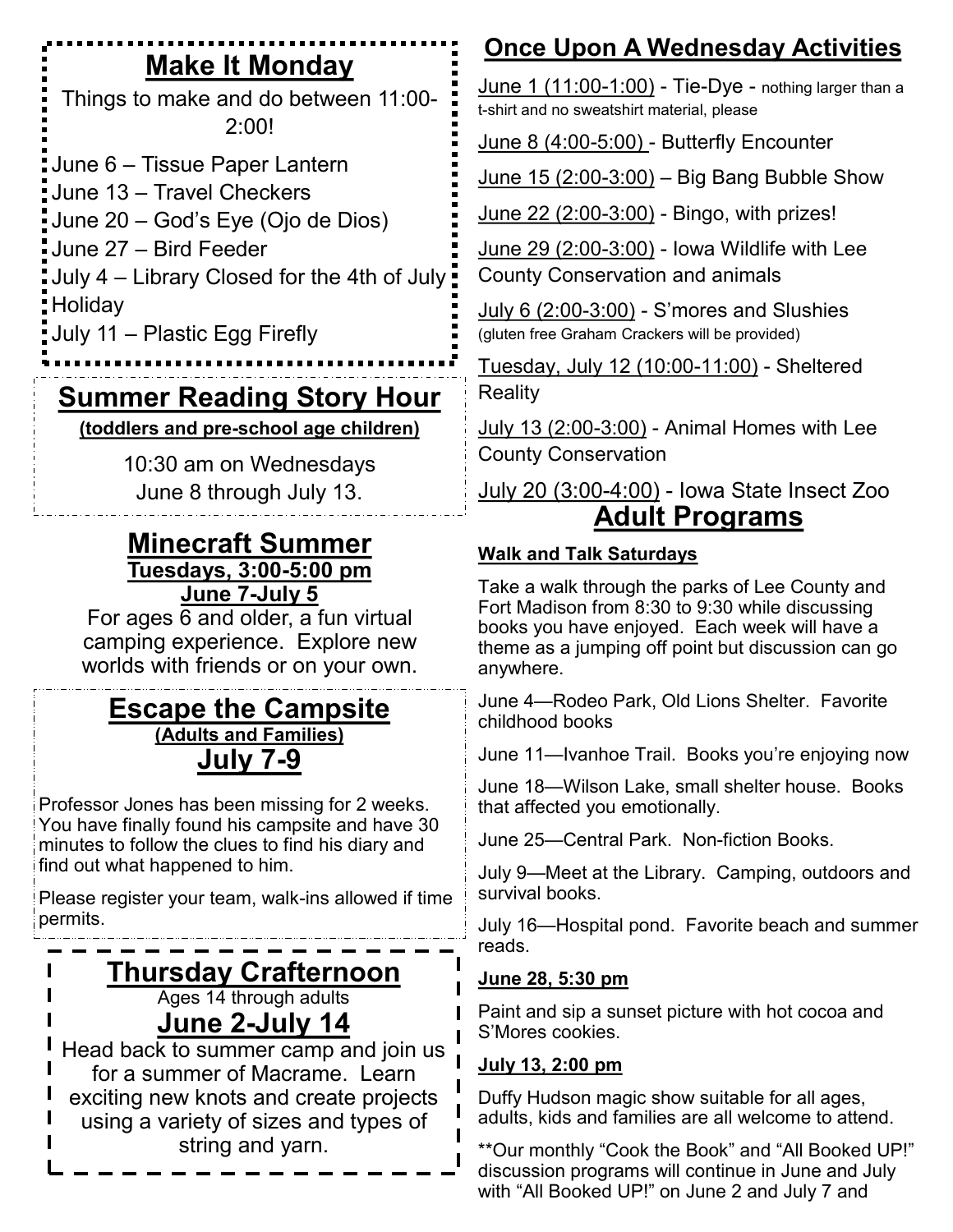## Make It Monday

Things to make and do between 11:00-2:00!

June 6 – Tissue Paper Lantern
June 13 – Travel Checkers
June 20 – God's Eye (Ojo de Dios)
June 27 – Bird Feeder
July 4 – Library Closed for the 4th of July Holiday
July 11 – Plastic Egg Firefly

## Summer Reading Story Hour

**(toddlers and pre-school age children)**

10:30 am on Wednesdays
June 8 through July 13.

## Minecraft Summer

**Tuesdays, 3:00-5:00 pm**
**June 7-July 5**

For ages 6 and older, a fun virtual camping experience. Explore new worlds with friends or on your own.

## Escape the Campsite

**(Adults and Families)**
**July 7-9**

Professor Jones has been missing for 2 weeks. You have finally found his campsite and have 30 minutes to follow the clues to find his diary and find out what happened to him.

Please register your team, walk-ins allowed if time permits.

## Thursday Crafternoon

Ages 14 through adults

**June 2-July 14**

Head back to summer camp and join us for a summer of Macrame. Learn exciting new knots and create projects using a variety of sizes and types of string and yarn.

## Once Upon A Wednesday Activities

June 1 (11:00-1:00) - Tie-Dye - nothing larger than a t-shirt and no sweatshirt material, please

June 8 (4:00-5:00) - Butterfly Encounter

June 15 (2:00-3:00) – Big Bang Bubble Show

June 22 (2:00-3:00) - Bingo, with prizes!

June 29 (2:00-3:00) - Iowa Wildlife with Lee County Conservation and animals

July 6 (2:00-3:00) - S'mores and Slushies (gluten free Graham Crackers will be provided)

Tuesday, July 12 (10:00-11:00) - Sheltered Reality

July 13 (2:00-3:00) - Animal Homes with Lee County Conservation

July 20 (3:00-4:00) - Iowa State Insect Zoo

## Adult Programs

**Walk and Talk Saturdays**

Take a walk through the parks of Lee County and Fort Madison from 8:30 to 9:30 while discussing books you have enjoyed. Each week will have a theme as a jumping off point but discussion can go anywhere.

June 4—Rodeo Park, Old Lions Shelter. Favorite childhood books

June 11—Ivanhoe Trail. Books you're enjoying now

June 18—Wilson Lake, small shelter house. Books that affected you emotionally.

June 25—Central Park. Non-fiction Books.

July 9—Meet at the Library. Camping, outdoors and survival books.

July 16—Hospital pond. Favorite beach and summer reads.

**June 28, 5:30 pm**

Paint and sip a sunset picture with hot cocoa and S'Mores cookies.

**July 13, 2:00 pm**

Duffy Hudson magic show suitable for all ages, adults, kids and families are all welcome to attend.

**Our monthly "Cook the Book" and "All Booked UP!" discussion programs will continue in June and July with "All Booked UP!" on June 2 and July 7 and